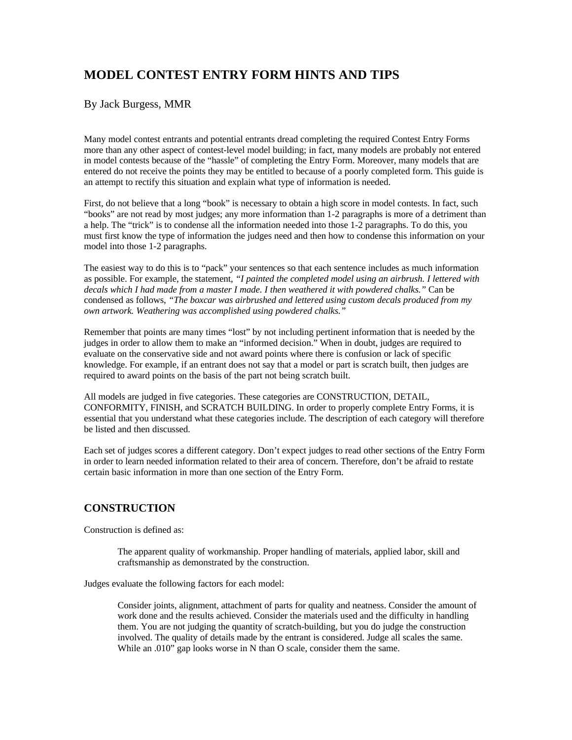# MODEL CONTEST ENTRY FORM HINTS AND TIPS

By Jack Burgess, MMR

Many model contest entrants and potential entrants dread completing the required Contest Entry Forms more than any other aspect of contest-level model building; in fact, many models are probably not entered in model contests because of the "hassle" of completing the Entry Form. Moreover, many models that are entered do not receive the points they may be entitled to because of a poorly completed form. This guide is an attempt to rectify this situation and explain what type of information is needed.

First, do not believe that a long "book" is necessary to obtain a high score in model contests. In fact, such "books" are not read by most judges; any more information than 1-2 paragraphs is more of a detriment than a help. The "trick" is to condense all the information needed into those 1-2 paragraphs. To do this, you must first know the type of information the judges need and then how to condense this information on your model into those 1-2 paragraphs.

The easiest way to do this is to "pack" your sentences so that each sentence includes as much information as possible. For example, the statement, *"I painted the completed model using an airbrush. I lettered with decals which I had made from a master I made. I then weathered it with powdered chalks."* Can be condensed as follows, *"The boxcar was airbrushed and lettered using custom decals produced from my own artwork. Weathering was accomplished using powdered chalks."*

Remember that points are many times "lost" by not including pertinent information that is needed by the judges in order to allow them to make an "informed decision." When in doubt, judges are required to evaluate on the conservative side and not award points where there is confusion or lack of specific knowledge. For example, if an entrant does not say that a model or part is scratch built, then judges are required to award points on the basis of the part not being scratch built.

All models are judged in five categories. These categories are CONSTRUCTION, DETAIL, CONFORMITY, FINISH, and SCRATCH BUILDING. In order to properly complete Entry Forms, it is essential that you understand what these categories include. The description of each category will therefore be listed and then discussed.

Each set of judges scores a different category. Don't expect judges to read other sections of the Entry Form in order to learn needed information related to their area of concern. Therefore, don't be afraid to restate certain basic information in more than one section of the Entry Form.

## CONSTRUCTION

Construction is defined as:

> The apparent quality of workmanship. Proper handling of materials, applied labor, skill and craftsmanship as demonstrated by the construction.

Judges evaluate the following factors for each model:

> Consider joints, alignment, attachment of parts for quality and neatness. Consider the amount of work done and the results achieved. Consider the materials used and the difficulty in handling them. You are not judging the quantity of scratch-building, but you do judge the construction involved. The quality of details made by the entrant is considered. Judge all scales the same. While an .010" gap looks worse in N than O scale, consider them the same.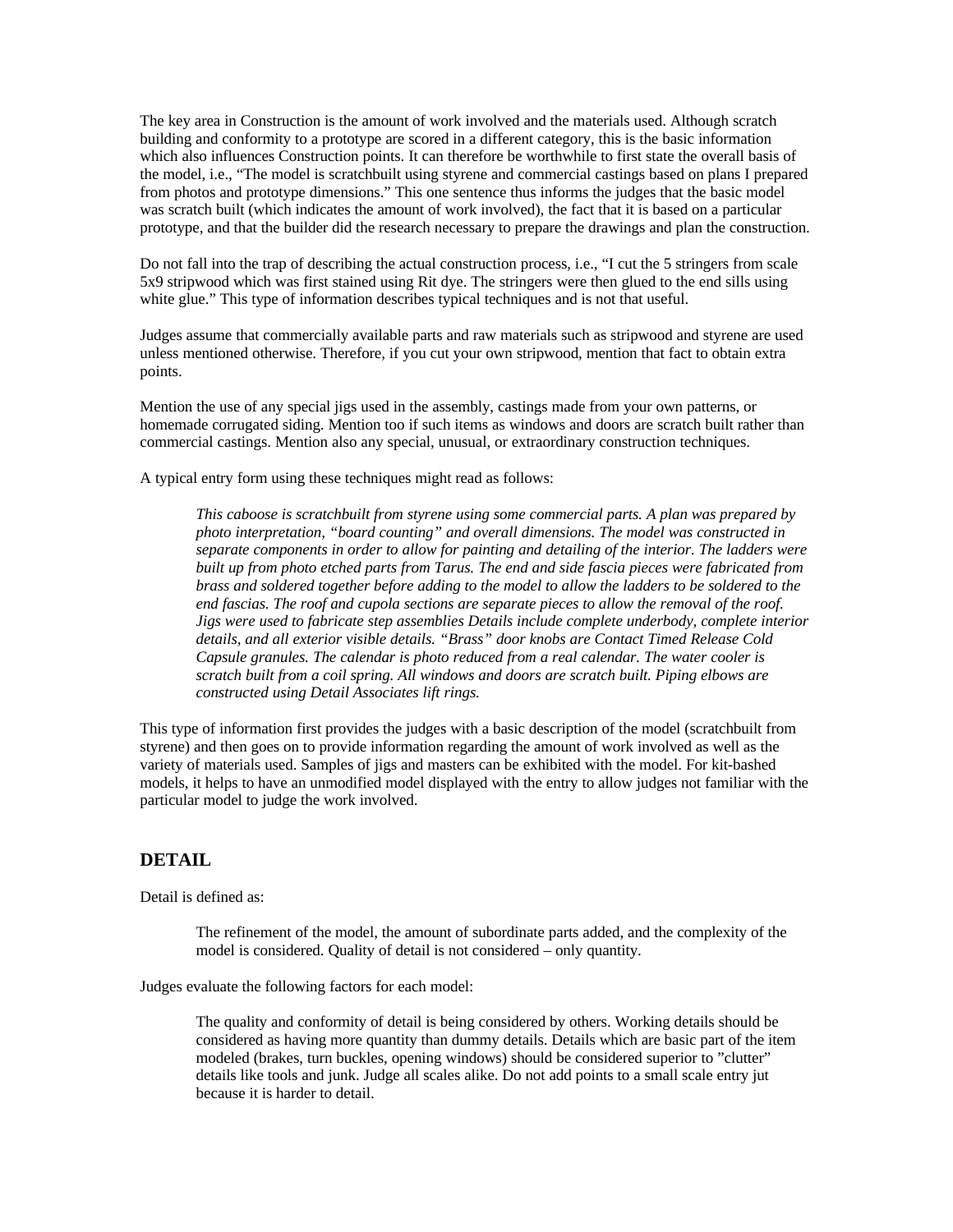The key area in Construction is the amount of work involved and the materials used. Although scratch building and conformity to a prototype are scored in a different category, this is the basic information which also influences Construction points. It can therefore be worthwhile to first state the overall basis of the model, i.e., "The model is scratchbuilt using styrene and commercial castings based on plans I prepared from photos and prototype dimensions." This one sentence thus informs the judges that the basic model was scratch built (which indicates the amount of work involved), the fact that it is based on a particular prototype, and that the builder did the research necessary to prepare the drawings and plan the construction.

Do not fall into the trap of describing the actual construction process, i.e., "I cut the 5 stringers from scale 5x9 stripwood which was first stained using Rit dye. The stringers were then glued to the end sills using white glue." This type of information describes typical techniques and is not that useful.

Judges assume that commercially available parts and raw materials such as stripwood and styrene are used unless mentioned otherwise. Therefore, if you cut your own stripwood, mention that fact to obtain extra points.

Mention the use of any special jigs used in the assembly, castings made from your own patterns, or homemade corrugated siding. Mention too if such items as windows and doors are scratch built rather than commercial castings. Mention also any special, unusual, or extraordinary construction techniques.

A typical entry form using these techniques might read as follows:

> *This caboose is scratchbuilt from styrene using some commercial parts. A plan was prepared by photo interpretation, "board counting" and overall dimensions. The model was constructed in separate components in order to allow for painting and detailing of the interior. The ladders were built up from photo etched parts from Tarus. The end and side fascia pieces were fabricated from brass and soldered together before adding to the model to allow the ladders to be soldered to the end fascias. The roof and cupola sections are separate pieces to allow the removal of the roof. Jigs were used to fabricate step assemblies Details include complete underbody, complete interior details, and all exterior visible details. "Brass" door knobs are Contact Timed Release Cold Capsule granules. The calendar is photo reduced from a real calendar. The water cooler is scratch built from a coil spring. All windows and doors are scratch built. Piping elbows are constructed using Detail Associates lift rings.*

This type of information first provides the judges with a basic description of the model (scratchbuilt from styrene) and then goes on to provide information regarding the amount of work involved as well as the variety of materials used. Samples of jigs and masters can be exhibited with the model. For kit-bashed models, it helps to have an unmodified model displayed with the entry to allow judges not familiar with the particular model to judge the work involved.

## DETAIL

Detail is defined as:

> The refinement of the model, the amount of subordinate parts added, and the complexity of the model is considered. Quality of detail is not considered – only quantity.

Judges evaluate the following factors for each model:

> The quality and conformity of detail is being considered by others. Working details should be considered as having more quantity than dummy details. Details which are basic part of the item modeled (brakes, turn buckles, opening windows) should be considered superior to "clutter" details like tools and junk. Judge all scales alike. Do not add points to a small scale entry jut because it is harder to detail.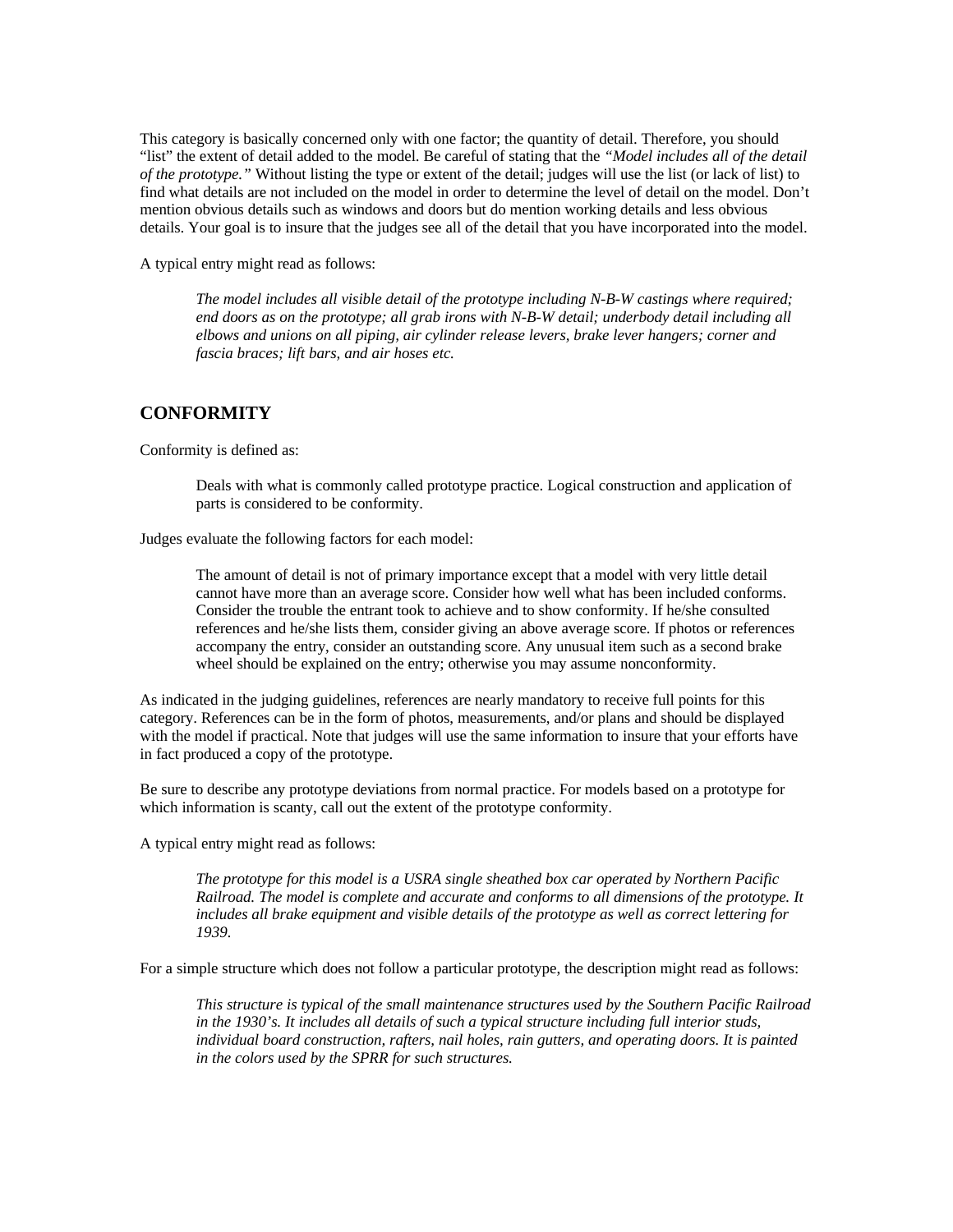This category is basically concerned only with one factor; the quantity of detail. Therefore, you should "list" the extent of detail added to the model. Be careful of stating that the *"Model includes all of the detail of the prototype."* Without listing the type or extent of the detail; judges will use the list (or lack of list) to find what details are not included on the model in order to determine the level of detail on the model. Don't mention obvious details such as windows and doors but do mention working details and less obvious details. Your goal is to insure that the judges see all of the detail that you have incorporated into the model.

A typical entry might read as follows:

> *The model includes all visible detail of the prototype including N-B-W castings where required; end doors as on the prototype; all grab irons with N-B-W detail; underbody detail including all elbows and unions on all piping, air cylinder release levers, brake lever hangers; corner and fascia braces; lift bars, and air hoses etc.*

## CONFORMITY

Conformity is defined as:

> Deals with what is commonly called prototype practice. Logical construction and application of parts is considered to be conformity.

Judges evaluate the following factors for each model:

> The amount of detail is not of primary importance except that a model with very little detail cannot have more than an average score. Consider how well what has been included conforms. Consider the trouble the entrant took to achieve and to show conformity. If he/she consulted references and he/she lists them, consider giving an above average score. If photos or references accompany the entry, consider an outstanding score. Any unusual item such as a second brake wheel should be explained on the entry; otherwise you may assume nonconformity.

As indicated in the judging guidelines, references are nearly mandatory to receive full points for this category. References can be in the form of photos, measurements, and/or plans and should be displayed with the model if practical. Note that judges will use the same information to insure that your efforts have in fact produced a copy of the prototype.

Be sure to describe any prototype deviations from normal practice. For models based on a prototype for which information is scanty, call out the extent of the prototype conformity.

A typical entry might read as follows:

> *The prototype for this model is a USRA single sheathed box car operated by Northern Pacific Railroad. The model is complete and accurate and conforms to all dimensions of the prototype. It includes all brake equipment and visible details of the prototype as well as correct lettering for 1939.*

For a simple structure which does not follow a particular prototype, the description might read as follows:

> *This structure is typical of the small maintenance structures used by the Southern Pacific Railroad in the 1930's. It includes all details of such a typical structure including full interior studs, individual board construction, rafters, nail holes, rain gutters, and operating doors. It is painted in the colors used by the SPRR for such structures.*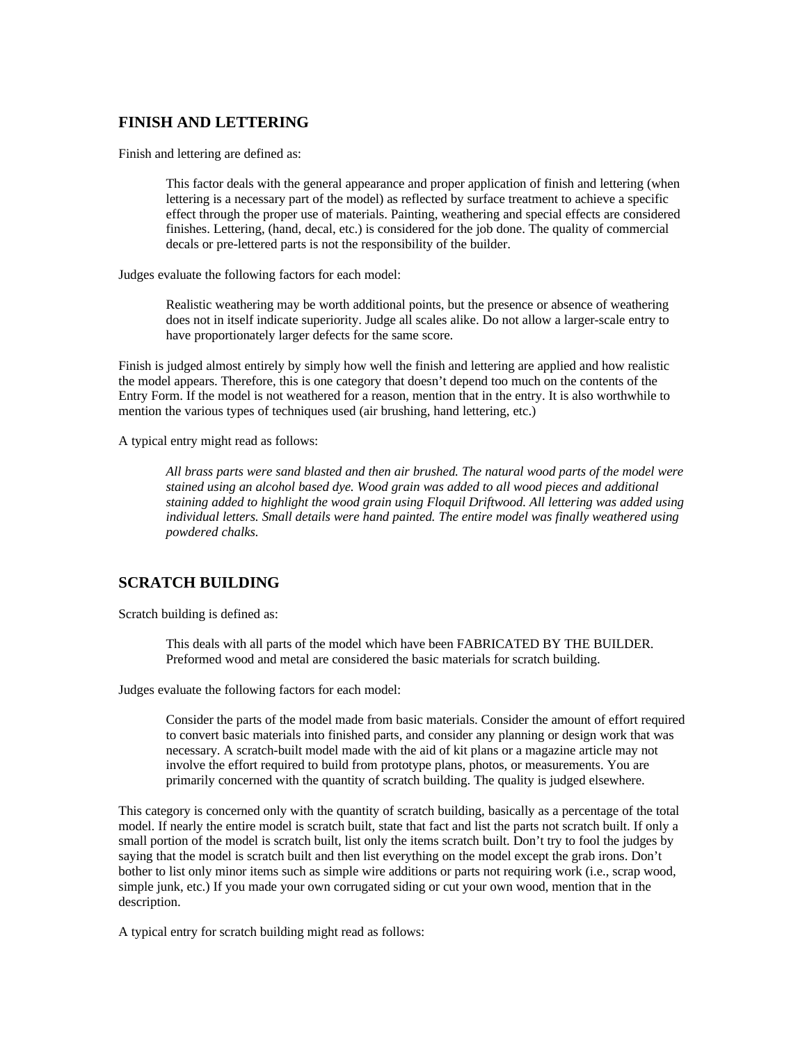## FINISH AND LETTERING

Finish and lettering are defined as:

> This factor deals with the general appearance and proper application of finish and lettering (when lettering is a necessary part of the model) as reflected by surface treatment to achieve a specific effect through the proper use of materials. Painting, weathering and special effects are considered finishes. Lettering, (hand, decal, etc.) is considered for the job done. The quality of commercial decals or pre-lettered parts is not the responsibility of the builder.

Judges evaluate the following factors for each model:

> Realistic weathering may be worth additional points, but the presence or absence of weathering does not in itself indicate superiority. Judge all scales alike. Do not allow a larger-scale entry to have proportionately larger defects for the same score.

Finish is judged almost entirely by simply how well the finish and lettering are applied and how realistic the model appears. Therefore, this is one category that doesn't depend too much on the contents of the Entry Form. If the model is not weathered for a reason, mention that in the entry. It is also worthwhile to mention the various types of techniques used (air brushing, hand lettering, etc.)

A typical entry might read as follows:

> *All brass parts were sand blasted and then air brushed. The natural wood parts of the model were stained using an alcohol based dye. Wood grain was added to all wood pieces and additional staining added to highlight the wood grain using Floquil Driftwood. All lettering was added using individual letters. Small details were hand painted. The entire model was finally weathered using powdered chalks.*

## SCRATCH BUILDING

Scratch building is defined as:

> This deals with all parts of the model which have been FABRICATED BY THE BUILDER. Preformed wood and metal are considered the basic materials for scratch building.

Judges evaluate the following factors for each model:

> Consider the parts of the model made from basic materials. Consider the amount of effort required to convert basic materials into finished parts, and consider any planning or design work that was necessary. A scratch-built model made with the aid of kit plans or a magazine article may not involve the effort required to build from prototype plans, photos, or measurements. You are primarily concerned with the quantity of scratch building. The quality is judged elsewhere.

This category is concerned only with the quantity of scratch building, basically as a percentage of the total model. If nearly the entire model is scratch built, state that fact and list the parts not scratch built. If only a small portion of the model is scratch built, list only the items scratch built. Don't try to fool the judges by saying that the model is scratch built and then list everything on the model except the grab irons. Don't bother to list only minor items such as simple wire additions or parts not requiring work (i.e., scrap wood, simple junk, etc.) If you made your own corrugated siding or cut your own wood, mention that in the description.

A typical entry for scratch building might read as follows: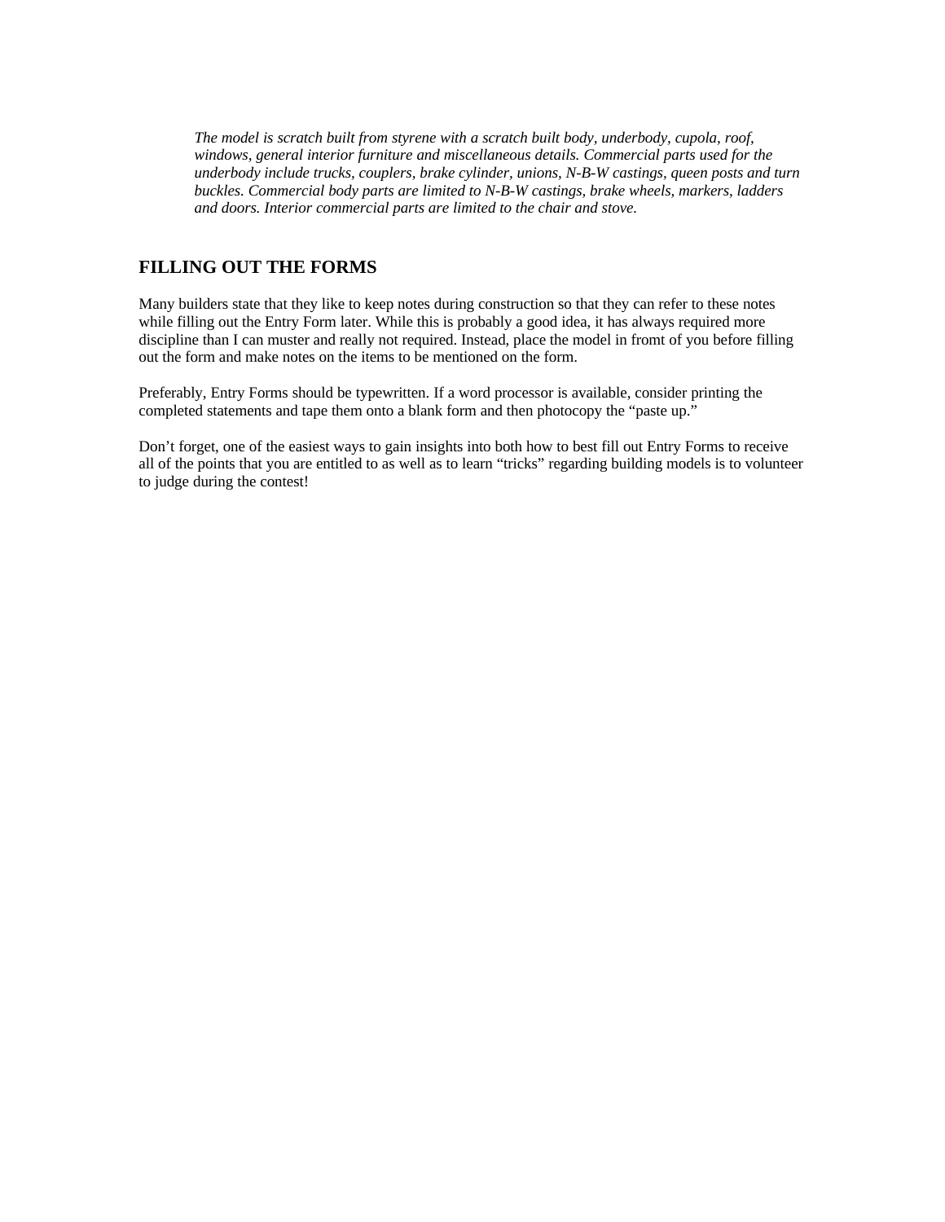*The model is scratch built from styrene with a scratch built body, underbody, cupola, roof, windows, general interior furniture and miscellaneous details. Commercial parts used for the underbody include trucks, couplers, brake cylinder, unions, N-B-W castings, queen posts and turn buckles. Commercial body parts are limited to N-B-W castings, brake wheels, markers, ladders and doors. Interior commercial parts are limited to the chair and stove.*

## FILLING OUT THE FORMS

Many builders state that they like to keep notes during construction so that they can refer to these notes while filling out the Entry Form later. While this is probably a good idea, it has always required more discipline than I can muster and really not required. Instead, place the model in fromt of you before filling out the form and make notes on the items to be mentioned on the form.

Preferably, Entry Forms should be typewritten. If a word processor is available, consider printing the completed statements and tape them onto a blank form and then photocopy the "paste up."

Don't forget, one of the easiest ways to gain insights into both how to best fill out Entry Forms to receive all of the points that you are entitled to as well as to learn "tricks" regarding building models is to volunteer to judge during the contest!